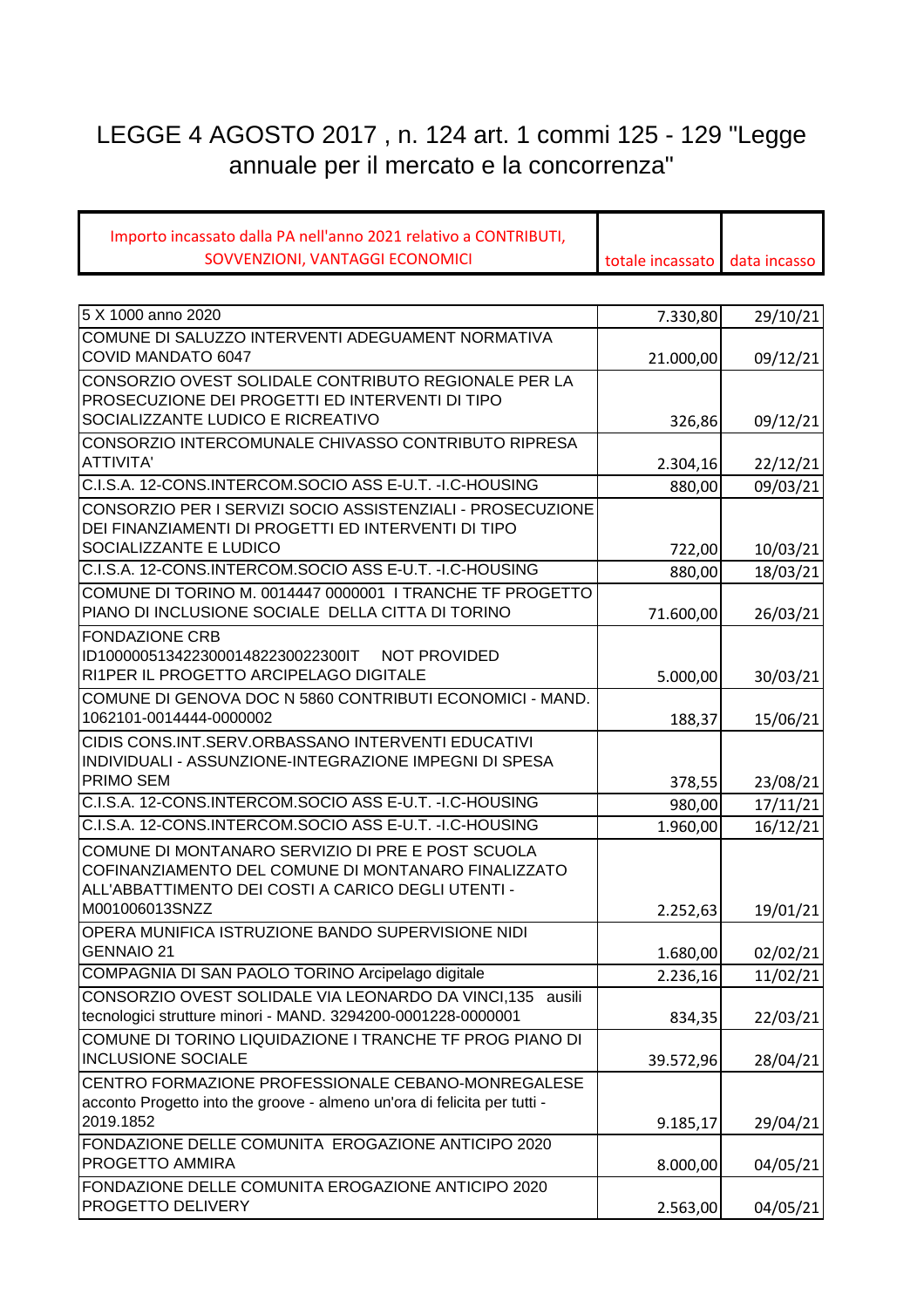# LEGGE 4 AGOSTO 2017 , n. 124 art. 1 commi 125 - 129 "Legge annuale per il mercato e la concorrenza"

| Importo incassato dalla PA nell'anno 2021 relativo a CONTRIBUTI, SOVVENZIONI, VANTAGGI ECONOMICI | totale incassato | data incasso |
|---|---|---|
| 5 X 1000 anno 2020 | 7.330,80 | 29/10/21 |
| COMUNE DI SALUZZO INTERVENTI ADEGUAMENT NORMATIVA COVID MANDATO 6047 | 21.000,00 | 09/12/21 |
| CONSORZIO OVEST SOLIDALE CONTRIBUTO REGIONALE PER LA PROSECUZIONE DEI PROGETTI ED INTERVENTI DI TIPO SOCIALIZZANTE LUDICO E RICREATIVO | 326,86 | 09/12/21 |
| CONSORZIO INTERCOMUNALE CHIVASSO CONTRIBUTO RIPRESA ATTIVITA' | 2.304,16 | 22/12/21 |
| C.I.S.A. 12-CONS.INTERCOM.SOCIO ASS E-U.T. -I.C-HOUSING | 880,00 | 09/03/21 |
| CONSORZIO PER I SERVIZI SOCIO ASSISTENZIALI - PROSECUZIONE DEI FINANZIAMENTI DI PROGETTI ED INTERVENTI DI TIPO SOCIALIZZANTE E LUDICO | 722,00 | 10/03/21 |
| C.I.S.A. 12-CONS.INTERCOM.SOCIO ASS E-U.T. -I.C-HOUSING | 880,00 | 18/03/21 |
| COMUNE DI TORINO M. 0014447 0000001 I TRANCHE TF PROGETTO PIANO DI INCLUSIONE SOCIALE DELLA CITTA DI TORINO | 71.600,00 | 26/03/21 |
| FONDAZIONE CRB ID10000051342230001482230022300IT NOT PROVIDED RI1PER IL PROGETTO ARCIPELAGO DIGITALE | 5.000,00 | 30/03/21 |
| COMUNE DI GENOVA DOC N 5860 CONTRIBUTI ECONOMICI - MAND. 1062101-0014444-0000002 | 188,37 | 15/06/21 |
| CIDIS CONS.INT.SERV.ORBASSANO INTERVENTI EDUCATIVI INDIVIDUALI - ASSUNZIONE-INTEGRAZIONE IMPEGNI DI SPESA PRIMO SEM | 378,55 | 23/08/21 |
| C.I.S.A. 12-CONS.INTERCOM.SOCIO ASS E-U.T. -I.C-HOUSING | 980,00 | 17/11/21 |
| C.I.S.A. 12-CONS.INTERCOM.SOCIO ASS E-U.T. -I.C-HOUSING | 1.960,00 | 16/12/21 |
| COMUNE DI MONTANARO SERVIZIO DI PRE E POST SCUOLA COFINANZIAMENTO DEL COMUNE DI MONTANARO FINALIZZATO ALL'ABBATTIMENTO DEI COSTI A CARICO DEGLI UTENTI - M001006013SNZZ | 2.252,63 | 19/01/21 |
| OPERA MUNIFICA ISTRUZIONE BANDO SUPERVISIONE NIDI GENNAIO 21 | 1.680,00 | 02/02/21 |
| COMPAGNIA DI SAN PAOLO TORINO Arcipelago digitale | 2.236,16 | 11/02/21 |
| CONSORZIO OVEST SOLIDALE VIA LEONARDO DA VINCI,135 ausili tecnologici strutture minori - MAND. 3294200-0001228-0000001 | 834,35 | 22/03/21 |
| COMUNE DI TORINO LIQUIDAZIONE I TRANCHE TF PROG PIANO DI INCLUSIONE SOCIALE | 39.572,96 | 28/04/21 |
| CENTRO FORMAZIONE PROFESSIONALE CEBANO-MONREGALESE acconto Progetto into the groove - almeno un'ora di felicita per tutti - 2019.1852 | 9.185,17 | 29/04/21 |
| FONDAZIONE DELLE COMUNITA EROGAZIONE ANTICIPO 2020 PROGETTO AMMIRA | 8.000,00 | 04/05/21 |
| FONDAZIONE DELLE COMUNITA EROGAZIONE ANTICIPO 2020 PROGETTO DELIVERY | 2.563,00 | 04/05/21 |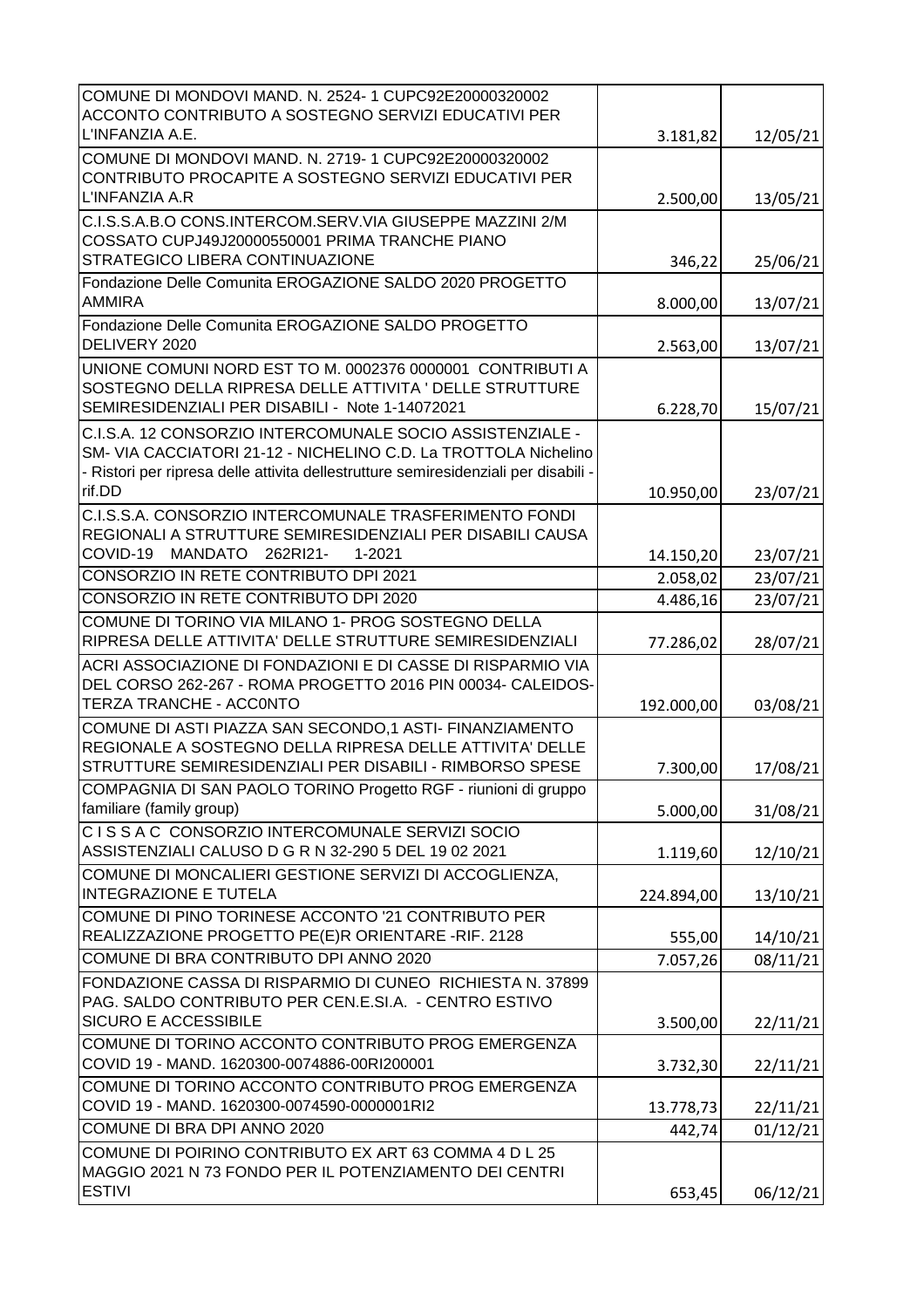| | | |
|---|---|---|
| COMUNE DI MONDOVI MAND. N. 2524- 1 CUPC92E20000320002 ACCONTO CONTRIBUTO A SOSTEGNO SERVIZI EDUCATIVI PER L'INFANZIA A.E. | 3.181,82 | 12/05/21 |
| COMUNE DI MONDOVI MAND. N. 2719- 1 CUPC92E20000320002 CONTRIBUTO PROCAPITE A SOSTEGNO SERVIZI EDUCATIVI PER L'INFANZIA A.R | 2.500,00 | 13/05/21 |
| C.I.S.S.A.B.O CONS.INTERCOM.SERV.VIA GIUSEPPE MAZZINI 2/M COSSATO CUPJ49J20000550001 PRIMA TRANCHE PIANO STRATEGICO LIBERA CONTINUAZIONE | 346,22 | 25/06/21 |
| Fondazione Delle Comunita EROGAZIONE SALDO 2020 PROGETTO AMMIRA | 8.000,00 | 13/07/21 |
| Fondazione Delle Comunita EROGAZIONE SALDO PROGETTO DELIVERY 2020 | 2.563,00 | 13/07/21 |
| UNIONE COMUNI NORD EST TO M. 0002376 0000001 CONTRIBUTI A SOSTEGNO DELLA RIPRESA DELLE ATTIVITA ' DELLE STRUTTURE SEMIRESIDENZIALI PER DISABILI - Note 1-14072021 | 6.228,70 | 15/07/21 |
| C.I.S.A. 12 CONSORZIO INTERCOMUNALE SOCIO ASSISTENZIALE - SM- VIA CACCIATORI 21-12 - NICHELINO C.D. La TROTTOLA Nichelino - Ristori per ripresa delle attivita dellestrutture semiresidenziali per disabili - rif.DD | 10.950,00 | 23/07/21 |
| C.I.S.S.A. CONSORZIO INTERCOMUNALE TRASFERIMENTO FONDI REGIONALI A STRUTTURE SEMIRESIDENZIALI PER DISABILI CAUSA COVID-19 MANDATO 262RI21- 1-2021 | 14.150,20 | 23/07/21 |
| CONSORZIO IN RETE CONTRIBUTO DPI 2021 | 2.058,02 | 23/07/21 |
| CONSORZIO IN RETE CONTRIBUTO DPI 2020 | 4.486,16 | 23/07/21 |
| COMUNE DI TORINO VIA MILANO 1- PROG SOSTEGNO DELLA RIPRESA DELLE ATTIVITA' DELLE STRUTTURE SEMIRESIDENZIALI | 77.286,02 | 28/07/21 |
| ACRI ASSOCIAZIONE DI FONDAZIONI E DI CASSE DI RISPARMIO VIA DEL CORSO 262-267 - ROMA PROGETTO 2016 PIN 00034- CALEIDOS- TERZA TRANCHE - ACC0NTO | 192.000,00 | 03/08/21 |
| COMUNE DI ASTI PIAZZA SAN SECONDO,1 ASTI- FINANZIAMENTO REGIONALE A SOSTEGNO DELLA RIPRESA DELLE ATTIVITA' DELLE STRUTTURE SEMIRESIDENZIALI PER DISABILI - RIMBORSO SPESE | 7.300,00 | 17/08/21 |
| COMPAGNIA DI SAN PAOLO TORINO Progetto RGF - riunioni di gruppo familiare (family group) | 5.000,00 | 31/08/21 |
| C I S S A C CONSORZIO INTERCOMUNALE SERVIZI SOCIO ASSISTENZIALI CALUSO D G R N 32-290 5 DEL 19 02 2021 | 1.119,60 | 12/10/21 |
| COMUNE DI MONCALIERI GESTIONE SERVIZI DI ACCOGLIENZA, INTEGRAZIONE E TUTELA | 224.894,00 | 13/10/21 |
| COMUNE DI PINO TORINESE ACCONTO '21 CONTRIBUTO PER REALIZZAZIONE PROGETTO PE(E)R ORIENTARE -RIF. 2128 | 555,00 | 14/10/21 |
| COMUNE DI BRA CONTRIBUTO DPI ANNO 2020 | 7.057,26 | 08/11/21 |
| FONDAZIONE CASSA DI RISPARMIO DI CUNEO RICHIESTA N. 37899 PAG. SALDO CONTRIBUTO PER CEN.E.SI.A. - CENTRO ESTIVO SICURO E ACCESSIBILE | 3.500,00 | 22/11/21 |
| COMUNE DI TORINO ACCONTO CONTRIBUTO PROG EMERGENZA COVID 19 - MAND. 1620300-0074886-00RI200001 | 3.732,30 | 22/11/21 |
| COMUNE DI TORINO ACCONTO CONTRIBUTO PROG EMERGENZA COVID 19 - MAND. 1620300-0074590-0000001RI2 | 13.778,73 | 22/11/21 |
| COMUNE DI BRA DPI ANNO 2020 | 442,74 | 01/12/21 |
| COMUNE DI POIRINO CONTRIBUTO EX ART 63 COMMA 4 D L 25 MAGGIO 2021 N 73 FONDO PER IL POTENZIAMENTO DEI CENTRI ESTIVI | 653,45 | 06/12/21 |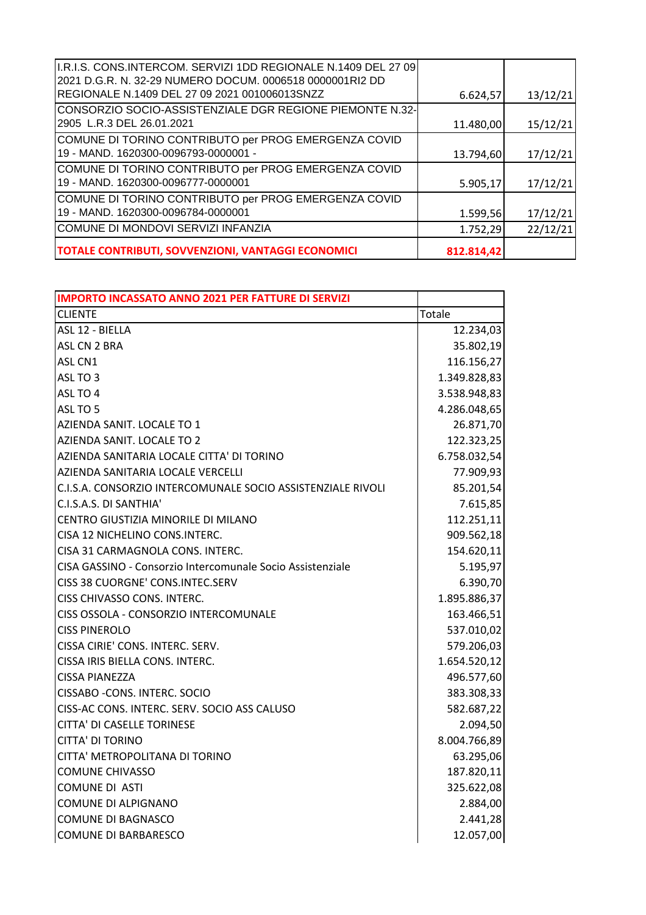| | | |
|---|---|---|
| I.R.I.S. CONS.INTERCOM. SERVIZI 1DD REGIONALE N.1409 DEL 27 09 2021 D.G.R. N. 32-29 NUMERO DOCUM. 0006518 0000001RI2 DD REGIONALE N.1409 DEL 27 09 2021 001006013SNZZ | 6.624,57 | 13/12/21 |
| CONSORZIO SOCIO-ASSISTENZIALE DGR REGIONE PIEMONTE N.32-2905 L.R.3 DEL 26.01.2021 | 11.480,00 | 15/12/21 |
| COMUNE DI TORINO CONTRIBUTO per PROG EMERGENZA COVID 19 - MAND. 1620300-0096793-0000001 - | 13.794,60 | 17/12/21 |
| COMUNE DI TORINO CONTRIBUTO per PROG EMERGENZA COVID 19 - MAND. 1620300-0096777-0000001 | 5.905,17 | 17/12/21 |
| COMUNE DI TORINO CONTRIBUTO per PROG EMERGENZA COVID 19 - MAND. 1620300-0096784-0000001 | 1.599,56 | 17/12/21 |
| COMUNE DI MONDOVI SERVIZI INFANZIA | 1.752,29 | 22/12/21 |
| **TOTALE CONTRIBUTI, SOVVENZIONI, VANTAGGI ECONOMICI** | **812.814,42** | |

| **IMPORTO INCASSATO ANNO 2021 PER FATTURE DI SERVIZI** | |
|---|---|
| CLIENTE | Totale |
| ASL 12 - BIELLA | 12.234,03 |
| ASL CN 2 BRA | 35.802,19 |
| ASL CN1 | 116.156,27 |
| ASL TO 3 | 1.349.828,83 |
| ASL TO 4 | 3.538.948,83 |
| ASL TO 5 | 4.286.048,65 |
| AZIENDA SANIT. LOCALE TO 1 | 26.871,70 |
| AZIENDA SANIT. LOCALE TO 2 | 122.323,25 |
| AZIENDA SANITARIA LOCALE CITTA' DI TORINO | 6.758.032,54 |
| AZIENDA SANITARIA LOCALE VERCELLI | 77.909,93 |
| C.I.S.A. CONSORZIO INTERCOMUNALE SOCIO ASSISTENZIALE RIVOLI | 85.201,54 |
| C.I.S.A.S. DI SANTHIA' | 7.615,85 |
| CENTRO GIUSTIZIA MINORILE DI MILANO | 112.251,11 |
| CISA 12 NICHELINO CONS.INTERC. | 909.562,18 |
| CISA 31 CARMAGNOLA CONS. INTERC. | 154.620,11 |
| CISA GASSINO - Consorzio Intercomunale Socio Assistenziale | 5.195,97 |
| CISS 38 CUORGNE' CONS.INTEC.SERV | 6.390,70 |
| CISS CHIVASSO CONS. INTERC. | 1.895.886,37 |
| CISS OSSOLA - CONSORZIO INTERCOMUNALE | 163.466,51 |
| CISS PINEROLO | 537.010,02 |
| CISSA CIRIE' CONS. INTERC. SERV. | 579.206,03 |
| CISSA IRIS BIELLA CONS. INTERC. | 1.654.520,12 |
| CISSA PIANEZZA | 496.577,60 |
| CISSABO -CONS. INTERC. SOCIO | 383.308,33 |
| CISS-AC CONS. INTERC. SERV. SOCIO ASS CALUSO | 582.687,22 |
| CITTA' DI CASELLE TORINESE | 2.094,50 |
| CITTA' DI TORINO | 8.004.766,89 |
| CITTA' METROPOLITANA DI TORINO | 63.295,06 |
| COMUNE CHIVASSO | 187.820,11 |
| COMUNE DI ASTI | 325.622,08 |
| COMUNE DI ALPIGNANO | 2.884,00 |
| COMUNE DI BAGNASCO | 2.441,28 |
| COMUNE DI BARBARESCO | 12.057,00 |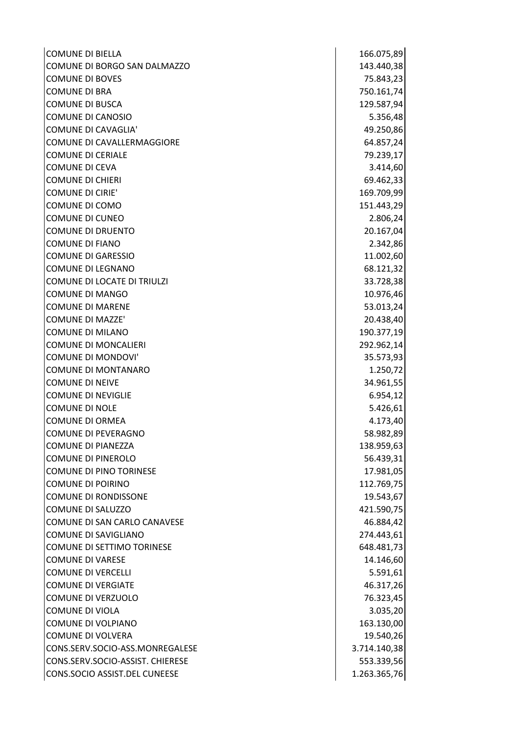| | |
|---|---|
| COMUNE DI BIELLA | 166.075,89 |
| COMUNE DI BORGO SAN DALMAZZO | 143.440,38 |
| COMUNE DI BOVES | 75.843,23 |
| COMUNE DI BRA | 750.161,74 |
| COMUNE DI BUSCA | 129.587,94 |
| COMUNE DI CANOSIO | 5.356,48 |
| COMUNE DI CAVAGLIA' | 49.250,86 |
| COMUNE DI CAVALLERMAGGIORE | 64.857,24 |
| COMUNE DI CERIALE | 79.239,17 |
| COMUNE DI CEVA | 3.414,60 |
| COMUNE DI CHIERI | 69.462,33 |
| COMUNE DI CIRIE' | 169.709,99 |
| COMUNE DI COMO | 151.443,29 |
| COMUNE DI CUNEO | 2.806,24 |
| COMUNE DI DRUENTO | 20.167,04 |
| COMUNE DI FIANO | 2.342,86 |
| COMUNE DI GARESSIO | 11.002,60 |
| COMUNE DI LEGNANO | 68.121,32 |
| COMUNE DI LOCATE DI TRIULZI | 33.728,38 |
| COMUNE DI MANGO | 10.976,46 |
| COMUNE DI MARENE | 53.013,24 |
| COMUNE DI MAZZE' | 20.438,40 |
| COMUNE DI MILANO | 190.377,19 |
| COMUNE DI MONCALIERI | 292.962,14 |
| COMUNE DI MONDOVI' | 35.573,93 |
| COMUNE DI MONTANARO | 1.250,72 |
| COMUNE DI NEIVE | 34.961,55 |
| COMUNE DI NEVIGLIE | 6.954,12 |
| COMUNE DI NOLE | 5.426,61 |
| COMUNE DI ORMEA | 4.173,40 |
| COMUNE DI PEVERAGNO | 58.982,89 |
| COMUNE DI PIANEZZA | 138.959,63 |
| COMUNE DI PINEROLO | 56.439,31 |
| COMUNE DI PINO TORINESE | 17.981,05 |
| COMUNE DI POIRINO | 112.769,75 |
| COMUNE DI RONDISSONE | 19.543,67 |
| COMUNE DI SALUZZO | 421.590,75 |
| COMUNE DI SAN CARLO CANAVESE | 46.884,42 |
| COMUNE DI SAVIGLIANO | 274.443,61 |
| COMUNE DI SETTIMO TORINESE | 648.481,73 |
| COMUNE DI VARESE | 14.146,60 |
| COMUNE DI VERCELLI | 5.591,61 |
| COMUNE DI VERGIATE | 46.317,26 |
| COMUNE DI VERZUOLO | 76.323,45 |
| COMUNE DI VIOLA | 3.035,20 |
| COMUNE DI VOLPIANO | 163.130,00 |
| COMUNE DI VOLVERA | 19.540,26 |
| CONS.SERV.SOCIO-ASS.MONREGALESE | 3.714.140,38 |
| CONS.SERV.SOCIO-ASSIST. CHIERESE | 553.339,56 |
| CONS.SOCIO ASSIST.DEL CUNEESE | 1.263.365,76 |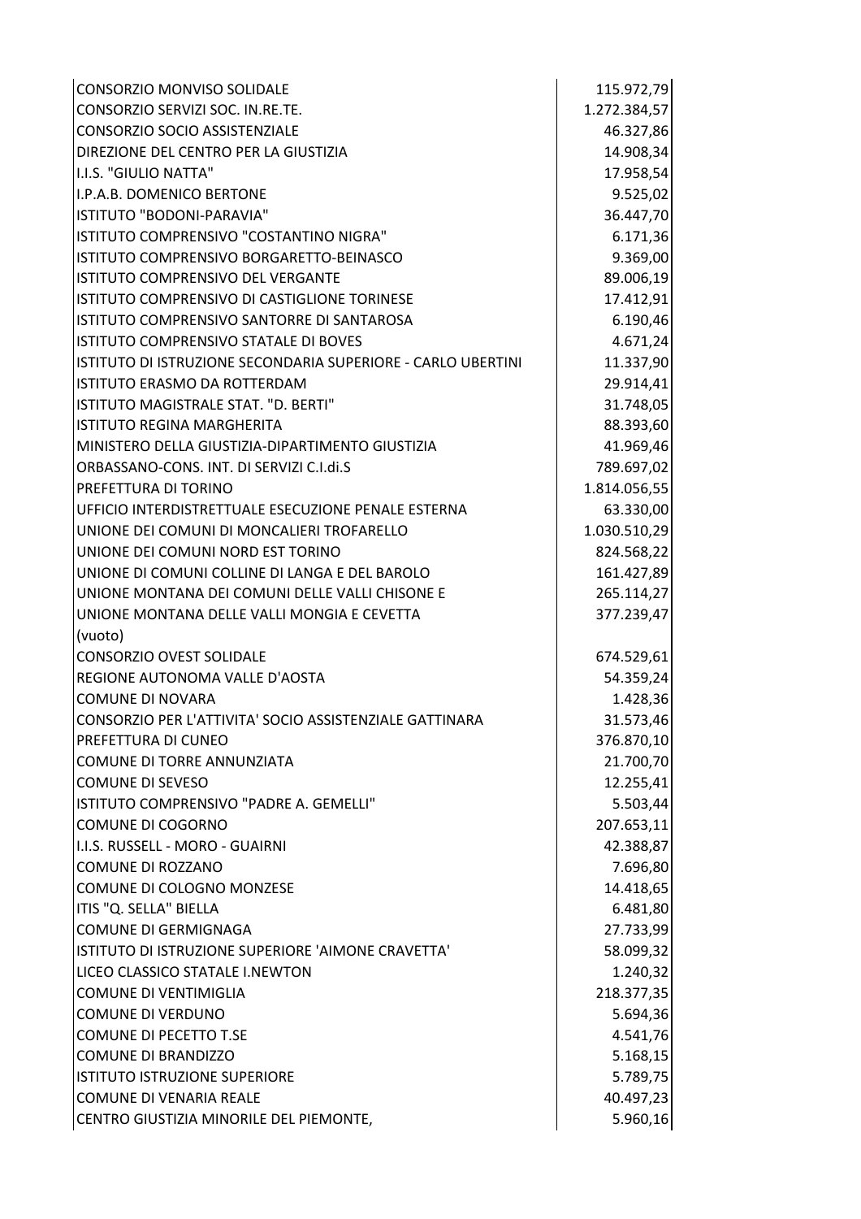| | |
|---|---|
| CONSORZIO MONVISO SOLIDALE | 115.972,79 |
| CONSORZIO SERVIZI SOC. IN.RE.TE. | 1.272.384,57 |
| CONSORZIO SOCIO ASSISTENZIALE | 46.327,86 |
| DIREZIONE DEL CENTRO PER LA GIUSTIZIA | 14.908,34 |
| I.I.S. "GIULIO NATTA" | 17.958,54 |
| I.P.A.B. DOMENICO BERTONE | 9.525,02 |
| ISTITUTO "BODONI-PARAVIA" | 36.447,70 |
| ISTITUTO COMPRENSIVO "COSTANTINO NIGRA" | 6.171,36 |
| ISTITUTO COMPRENSIVO BORGARETTO-BEINASCO | 9.369,00 |
| ISTITUTO COMPRENSIVO DEL VERGANTE | 89.006,19 |
| ISTITUTO COMPRENSIVO DI CASTIGLIONE TORINESE | 17.412,91 |
| ISTITUTO COMPRENSIVO SANTORRE DI SANTAROSA | 6.190,46 |
| ISTITUTO COMPRENSIVO STATALE DI BOVES | 4.671,24 |
| ISTITUTO DI ISTRUZIONE SECONDARIA SUPERIORE - CARLO UBERTINI | 11.337,90 |
| ISTITUTO ERASMO DA ROTTERDAM | 29.914,41 |
| ISTITUTO MAGISTRALE STAT. "D. BERTI" | 31.748,05 |
| ISTITUTO REGINA MARGHERITA | 88.393,60 |
| MINISTERO DELLA GIUSTIZIA-DIPARTIMENTO GIUSTIZIA | 41.969,46 |
| ORBASSANO-CONS. INT. DI SERVIZI C.I.di.S | 789.697,02 |
| PREFETTURA DI TORINO | 1.814.056,55 |
| UFFICIO INTERDISTRETTUALE ESECUZIONE PENALE ESTERNA | 63.330,00 |
| UNIONE DEI COMUNI DI MONCALIERI TROFARELLO | 1.030.510,29 |
| UNIONE DEI COMUNI NORD EST TORINO | 824.568,22 |
| UNIONE DI COMUNI COLLINE DI LANGA E DEL BAROLO | 161.427,89 |
| UNIONE MONTANA DEI COMUNI DELLE VALLI CHISONE E | 265.114,27 |
| UNIONE MONTANA DELLE VALLI MONGIA E CEVETTA | 377.239,47 |
| (vuoto) | |
| CONSORZIO OVEST SOLIDALE | 674.529,61 |
| REGIONE AUTONOMA VALLE D'AOSTA | 54.359,24 |
| COMUNE DI NOVARA | 1.428,36 |
| CONSORZIO PER L'ATTIVITA' SOCIO ASSISTENZIALE GATTINARA | 31.573,46 |
| PREFETTURA DI CUNEO | 376.870,10 |
| COMUNE DI TORRE ANNUNZIATA | 21.700,70 |
| COMUNE DI SEVESO | 12.255,41 |
| ISTITUTO COMPRENSIVO "PADRE A. GEMELLI" | 5.503,44 |
| COMUNE DI COGORNO | 207.653,11 |
| I.I.S. RUSSELL - MORO - GUAIRNI | 42.388,87 |
| COMUNE DI ROZZANO | 7.696,80 |
| COMUNE DI COLOGNO MONZESE | 14.418,65 |
| ITIS "Q. SELLA" BIELLA | 6.481,80 |
| COMUNE DI GERMIGNAGA | 27.733,99 |
| ISTITUTO DI ISTRUZIONE SUPERIORE 'AIMONE CRAVETTA' | 58.099,32 |
| LICEO CLASSICO STATALE I.NEWTON | 1.240,32 |
| COMUNE DI VENTIMIGLIA | 218.377,35 |
| COMUNE DI VERDUNO | 5.694,36 |
| COMUNE DI PECETTO T.SE | 4.541,76 |
| COMUNE DI BRANDIZZO | 5.168,15 |
| ISTITUTO ISTRUZIONE SUPERIORE | 5.789,75 |
| COMUNE DI VENARIA REALE | 40.497,23 |
| CENTRO GIUSTIZIA MINORILE DEL PIEMONTE, | 5.960,16 |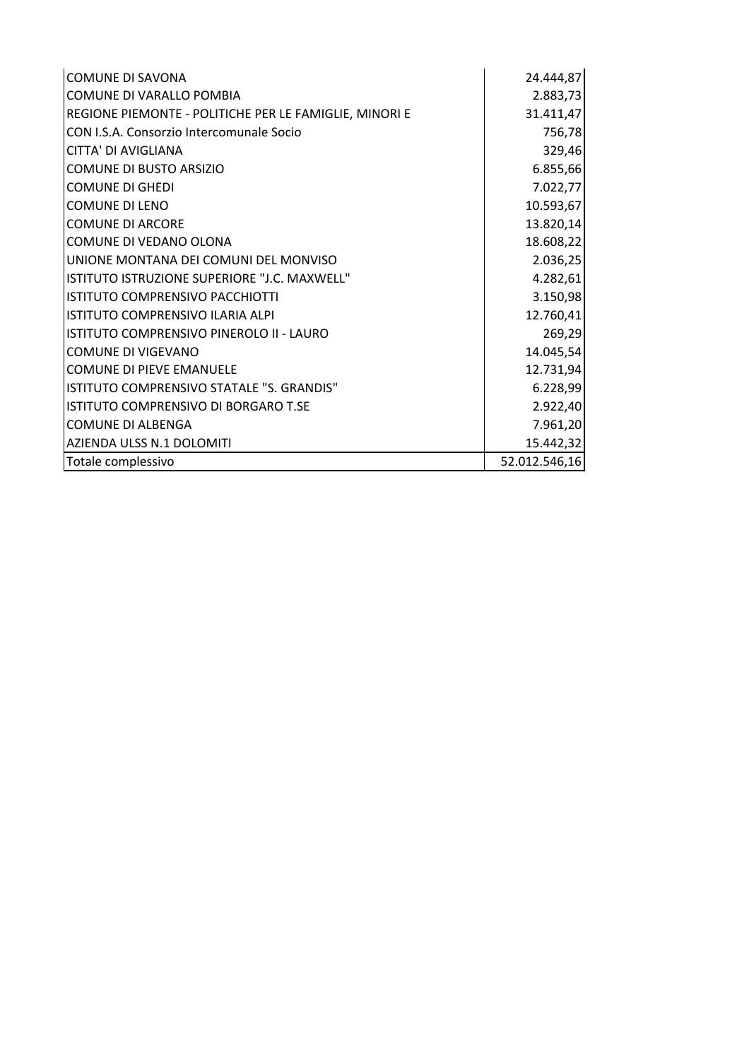| | |
|---|---|
| COMUNE DI SAVONA | 24.444,87 |
| COMUNE DI VARALLO POMBIA | 2.883,73 |
| REGIONE PIEMONTE - POLITICHE PER LE FAMIGLIE, MINORI E | 31.411,47 |
| CON I.S.A. Consorzio Intercomunale Socio | 756,78 |
| CITTA' DI AVIGLIANA | 329,46 |
| COMUNE DI BUSTO ARSIZIO | 6.855,66 |
| COMUNE DI GHEDI | 7.022,77 |
| COMUNE DI LENO | 10.593,67 |
| COMUNE DI ARCORE | 13.820,14 |
| COMUNE DI VEDANO OLONA | 18.608,22 |
| UNIONE MONTANA DEI COMUNI DEL MONVISO | 2.036,25 |
| ISTITUTO ISTRUZIONE SUPERIORE "J.C. MAXWELL" | 4.282,61 |
| ISTITUTO COMPRENSIVO PACCHIOTTI | 3.150,98 |
| ISTITUTO COMPRENSIVO ILARIA ALPI | 12.760,41 |
| ISTITUTO COMPRENSIVO PINEROLO II - LAURO | 269,29 |
| COMUNE DI VIGEVANO | 14.045,54 |
| COMUNE DI PIEVE EMANUELE | 12.731,94 |
| ISTITUTO COMPRENSIVO STATALE "S. GRANDIS" | 6.228,99 |
| ISTITUTO COMPRENSIVO DI BORGARO T.SE | 2.922,40 |
| COMUNE DI ALBENGA | 7.961,20 |
| AZIENDA ULSS N.1 DOLOMITI | 15.442,32 |
| Totale complessivo | 52.012.546,16 |